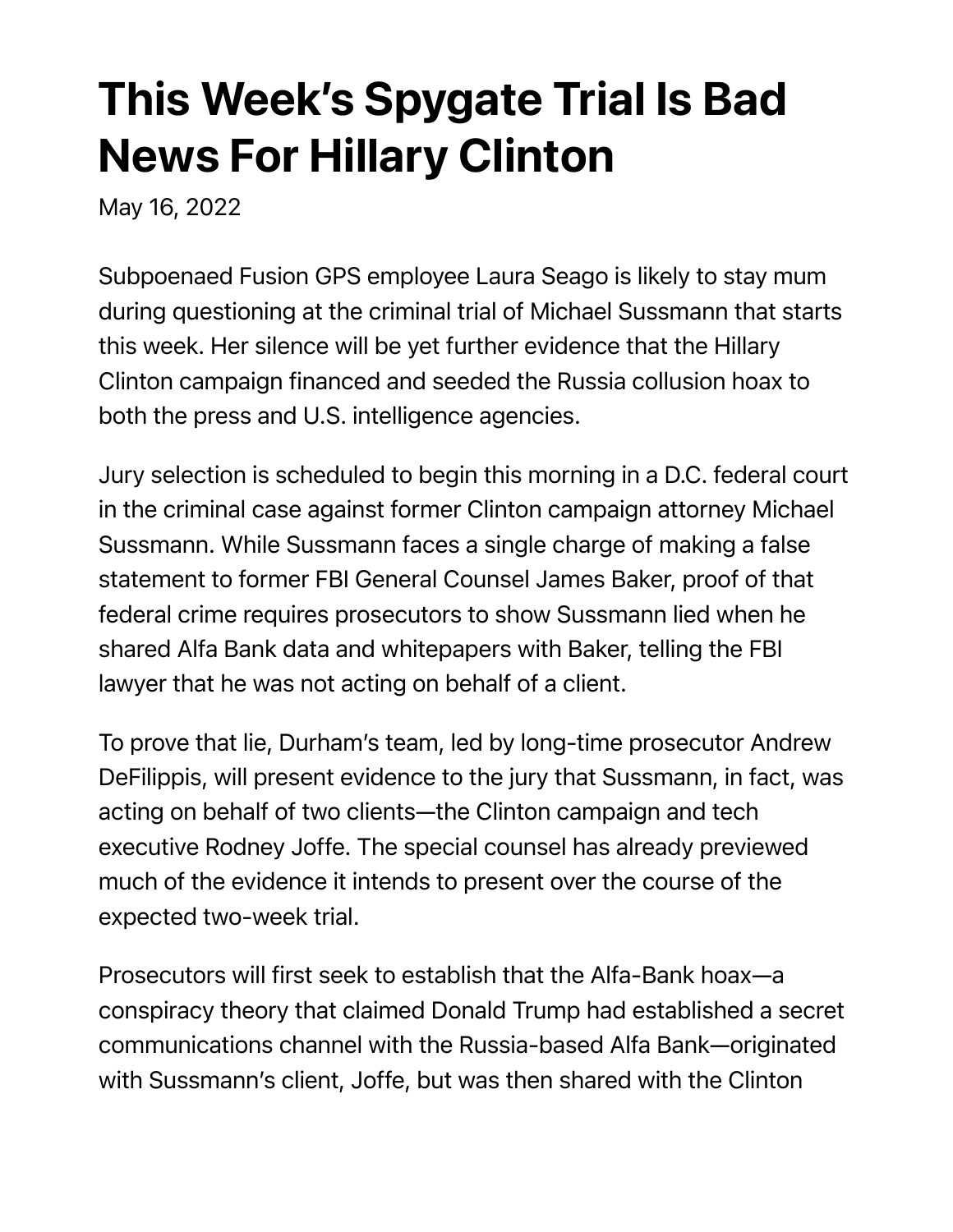# This Week's Spygate Trial Is Bad News For Hillary Clinton

May 16, 2022

Subpoenaed Fusion GPS employee Laura Seago is likely to stay mum during questioning at the criminal trial of Michael Sussmann that starts this week. Her silence will be yet further evidence that the Hillary Clinton campaign financed and seeded the Russia collusion hoax to both the press and U.S. intelligence agencies.

Jury selection is scheduled to begin this morning in a D.C. federal court in the criminal case against former Clinton campaign attorney Michael Sussmann. While Sussmann faces a single charge of making a false statement to former FBI General Counsel James Baker, proof of that federal crime requires prosecutors to show Sussmann lied when he shared Alfa Bank data and whitepapers with Baker, telling the FBI lawyer that he was not acting on behalf of a client.

To prove that lie, Durham's team, led by long-time prosecutor Andrew DeFilippis, will present evidence to the jury that Sussmann, in fact, was acting on behalf of two clients—the Clinton campaign and tech executive Rodney Joffe. The special counsel has already previewed much of the evidence it intends to present over the course of the expected two-week trial.

Prosecutors will first seek to establish that the Alfa-Bank hoax—a conspiracy theory that claimed Donald Trump had established a secret communications channel with the Russia-based Alfa Bank—originated with Sussmann's client, Joffe, but was then shared with the Clinton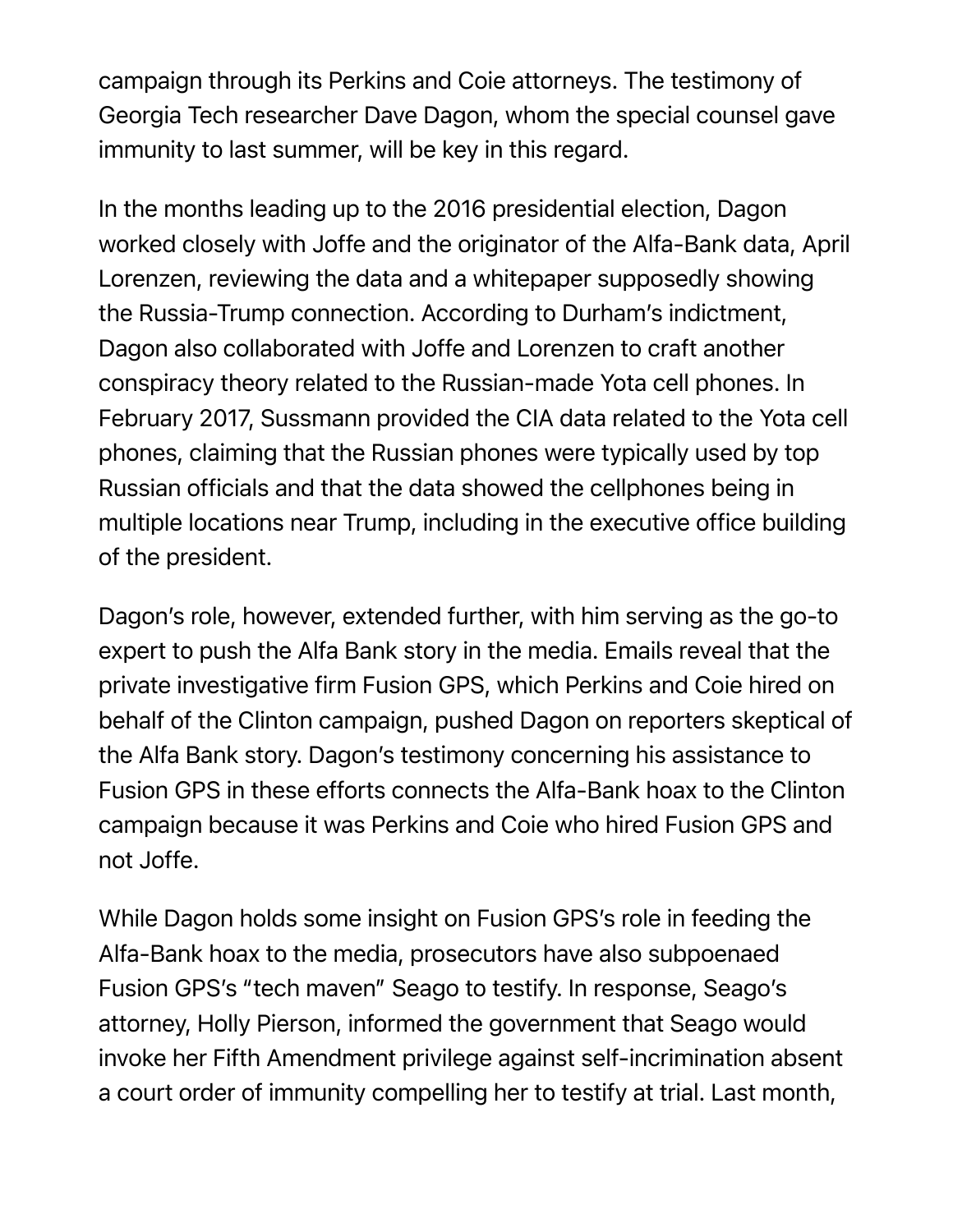campaign through its Perkins and Coie attorneys. The testimony of Georgia Tech researcher Dave Dagon, whom the special counsel gave immunity to last summer, will be key in this regard.

In the months leading up to the 2016 presidential election, Dagon worked closely with Joffe and the originator of the Alfa-Bank data, April Lorenzen, reviewing the data and a whitepaper supposedly showing the Russia-Trump connection. According to Durham's indictment, Dagon also collaborated with Joffe and Lorenzen to craft another conspiracy theory related to the Russian-made Yota cell phones. In February 2017, Sussmann provided the CIA data related to the Yota cell phones, claiming that the Russian phones were typically used by top Russian officials and that the data showed the cellphones being in multiple locations near Trump, including in the executive office building of the president.

Dagon's role, however, extended further, with him serving as the go-to expert to push the Alfa Bank story in the media. Emails reveal that the private investigative firm Fusion GPS, which Perkins and Coie hired on behalf of the Clinton campaign, pushed Dagon on reporters skeptical of the Alfa Bank story. Dagon's testimony concerning his assistance to Fusion GPS in these efforts connects the Alfa-Bank hoax to the Clinton campaign because it was Perkins and Coie who hired Fusion GPS and not Joffe.

While Dagon holds some insight on Fusion GPS's role in feeding the Alfa-Bank hoax to the media, prosecutors have also subpoenaed Fusion GPS's "tech maven" Seago to testify. In response, Seago's attorney, Holly Pierson, informed the government that Seago would invoke her Fifth Amendment privilege against self-incrimination absent a court order of immunity compelling her to testify at trial. Last month,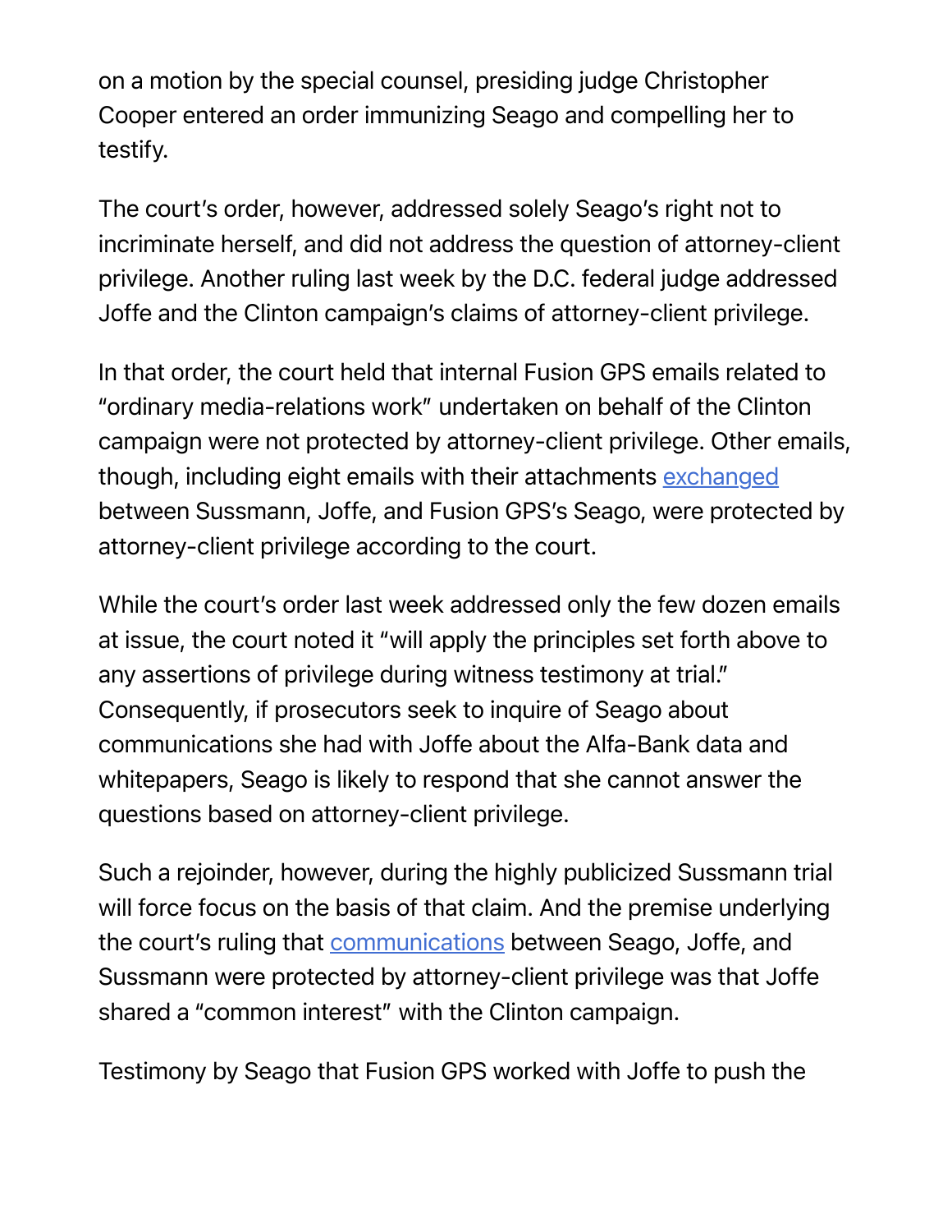on a motion by the special counsel, presiding judge Christopher Cooper entered an order immunizing Seago and compelling her to testify.

The court's order, however, addressed solely Seago's right not to incriminate herself, and did not address the question of attorney-client privilege. Another ruling last week by the D.C. federal judge addressed Joffe and the Clinton campaign's claims of attorney-client privilege.

In that order, the court held that internal Fusion GPS emails related to "ordinary media-relations work" undertaken on behalf of the Clinton campaign were not protected by attorney-client privilege. Other emails, though, including eight emails with their attachments exchanged between Sussmann, Joffe, and Fusion GPS's Seago, were protected by attorney-client privilege according to the court.

While the court's order last week addressed only the few dozen emails at issue, the court noted it "will apply the principles set forth above to any assertions of privilege during witness testimony at trial." Consequently, if prosecutors seek to inquire of Seago about communications she had with Joffe about the Alfa-Bank data and whitepapers, Seago is likely to respond that she cannot answer the questions based on attorney-client privilege.

Such a rejoinder, however, during the highly publicized Sussmann trial will force focus on the basis of that claim. And the premise underlying the court's ruling that communications between Seago, Joffe, and Sussmann were protected by attorney-client privilege was that Joffe shared a "common interest" with the Clinton campaign.

Testimony by Seago that Fusion GPS worked with Joffe to push the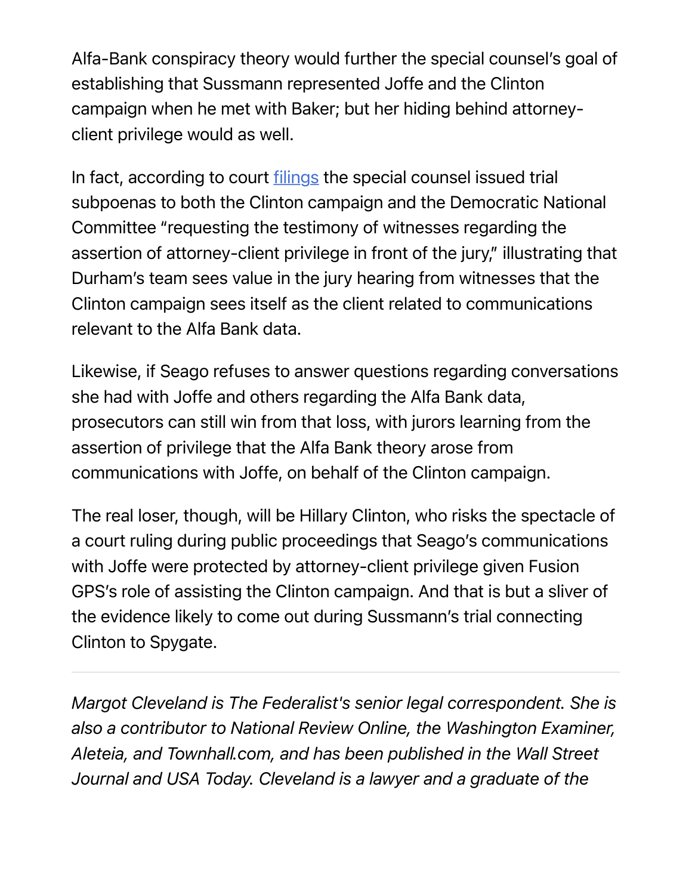Alfa-Bank conspiracy theory would further the special counsel's goal of establishing that Sussmann represented Joffe and the Clinton campaign when he met with Baker; but her hiding behind attorney-client privilege would as well.

In fact, according to court filings the special counsel issued trial subpoenas to both the Clinton campaign and the Democratic National Committee "requesting the testimony of witnesses regarding the assertion of attorney-client privilege in front of the jury," illustrating that Durham's team sees value in the jury hearing from witnesses that the Clinton campaign sees itself as the client related to communications relevant to the Alfa Bank data.

Likewise, if Seago refuses to answer questions regarding conversations she had with Joffe and others regarding the Alfa Bank data, prosecutors can still win from that loss, with jurors learning from the assertion of privilege that the Alfa Bank theory arose from communications with Joffe, on behalf of the Clinton campaign.

The real loser, though, will be Hillary Clinton, who risks the spectacle of a court ruling during public proceedings that Seago's communications with Joffe were protected by attorney-client privilege given Fusion GPS's role of assisting the Clinton campaign. And that is but a sliver of the evidence likely to come out during Sussmann's trial connecting Clinton to Spygate.

---

*Margot Cleveland is The Federalist's senior legal correspondent. She is also a contributor to National Review Online, the Washington Examiner, Aleteia, and Townhall.com, and has been published in the Wall Street Journal and USA Today. Cleveland is a lawyer and a graduate of the*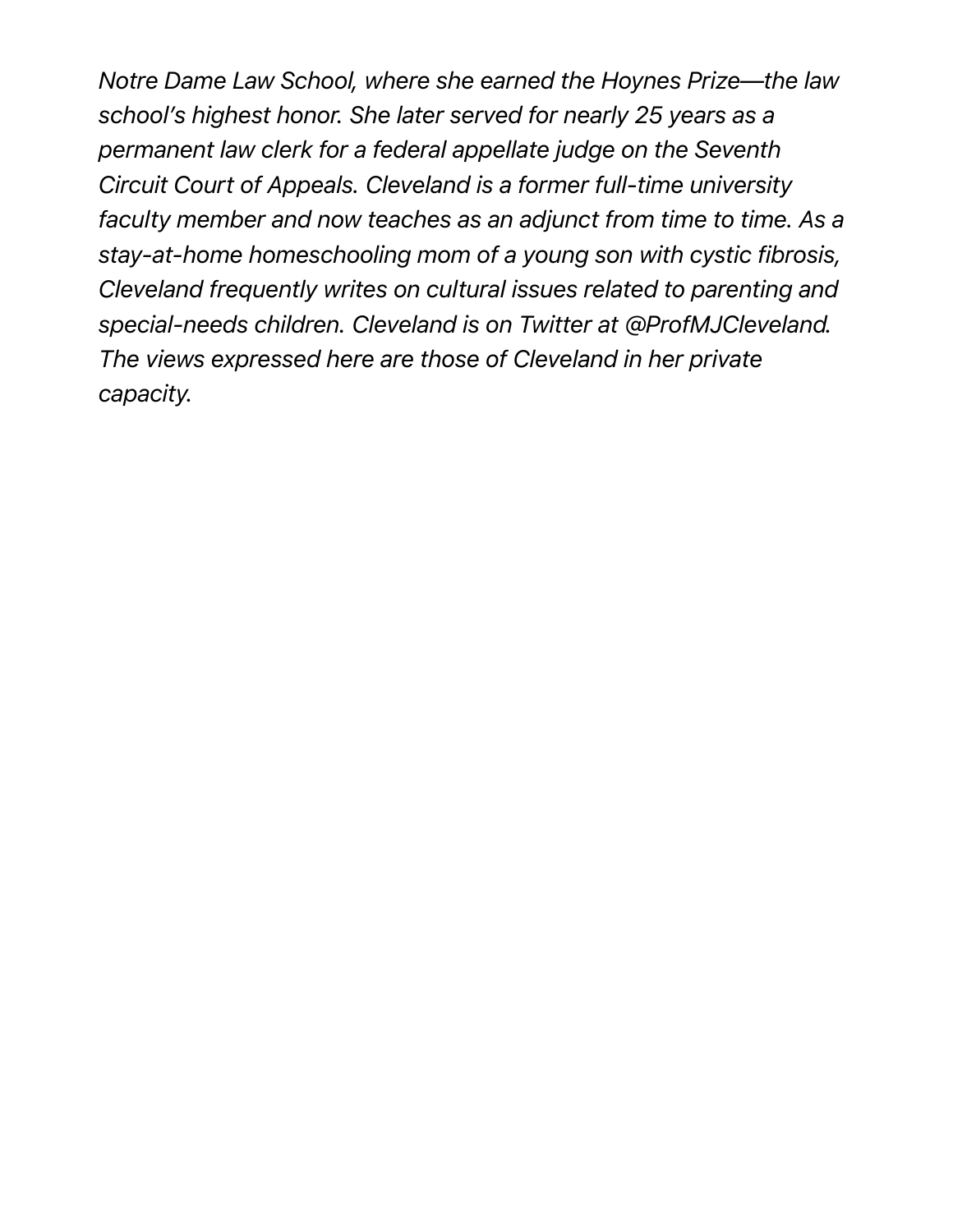*Notre Dame Law School, where she earned the Hoynes Prize—the law school's highest honor. She later served for nearly 25 years as a permanent law clerk for a federal appellate judge on the Seventh Circuit Court of Appeals. Cleveland is a former full-time university faculty member and now teaches as an adjunct from time to time. As a stay-at-home homeschooling mom of a young son with cystic fibrosis, Cleveland frequently writes on cultural issues related to parenting and special-needs children. Cleveland is on Twitter at @ProfMJCleveland. The views expressed here are those of Cleveland in her private capacity.*